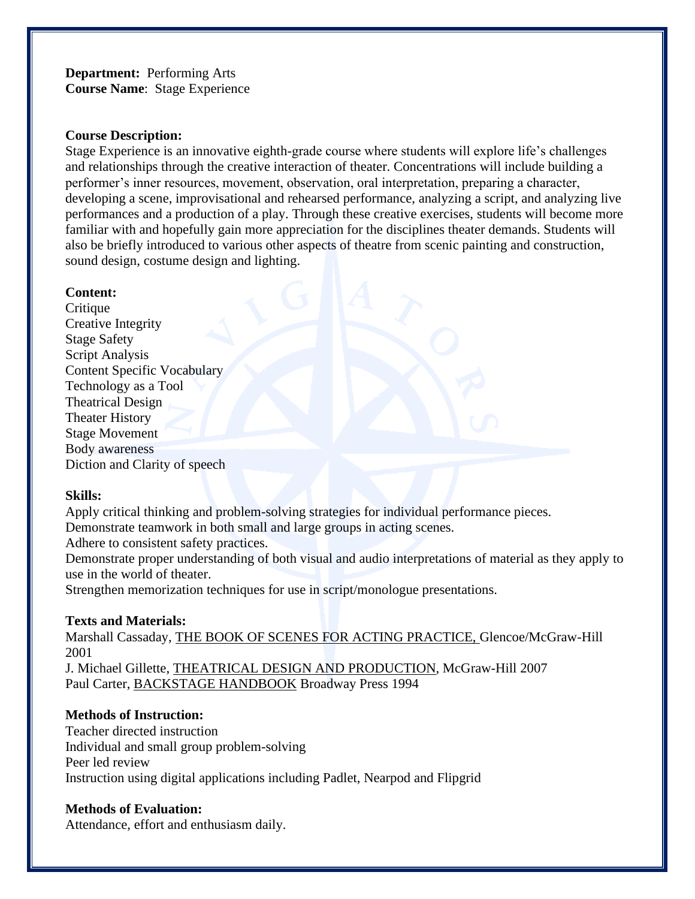**Department:** Performing Arts
**Course Name**: Stage Experience

**Course Description:**
Stage Experience is an innovative eighth-grade course where students will explore life's challenges and relationships through the creative interaction of theater. Concentrations will include building a performer's inner resources, movement, observation, oral interpretation, preparing a character, developing a scene, improvisational and rehearsed performance, analyzing a script, and analyzing live performances and a production of a play. Through these creative exercises, students will become more familiar with and hopefully gain more appreciation for the disciplines theater demands. Students will also be briefly introduced to various other aspects of theatre from scenic painting and construction, sound design, costume design and lighting.

**Content:**
Critique
Creative Integrity
Stage Safety
Script Analysis
Content Specific Vocabulary
Technology as a Tool
Theatrical Design
Theater History
Stage Movement
Body awareness
Diction and Clarity of speech

**Skills:**
Apply critical thinking and problem-solving strategies for individual performance pieces.
Demonstrate teamwork in both small and large groups in acting scenes.
Adhere to consistent safety practices.
Demonstrate proper understanding of both visual and audio interpretations of material as they apply to use in the world of theater.
Strengthen memorization techniques for use in script/monologue presentations.

**Texts and Materials:**
Marshall Cassaday, THE BOOK OF SCENES FOR ACTING PRACTICE, Glencoe/McGraw-Hill 2001
J. Michael Gillette, THEATRICAL DESIGN AND PRODUCTION, McGraw-Hill 2007
Paul Carter, BACKSTAGE HANDBOOK Broadway Press 1994

**Methods of Instruction:**
Teacher directed instruction
Individual and small group problem-solving
Peer led review
Instruction using digital applications including Padlet, Nearpod and Flipgrid

**Methods of Evaluation:**
Attendance, effort and enthusiasm daily.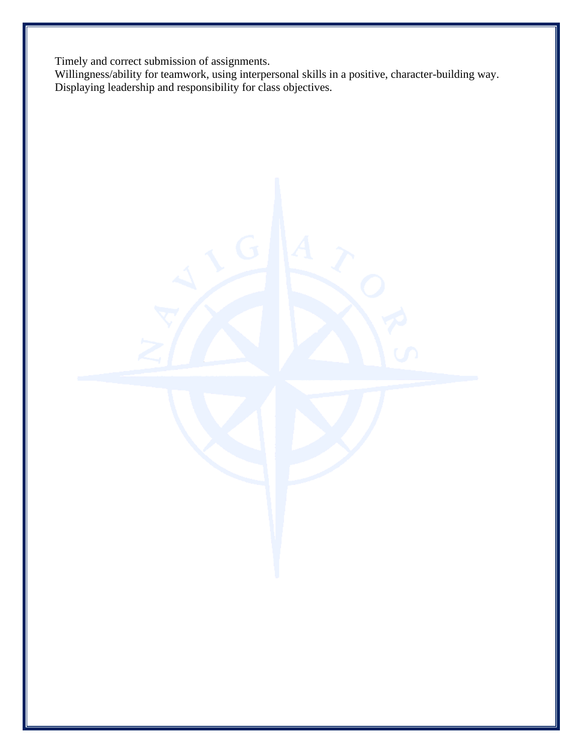Timely and correct submission of assignments.
Willingness/ability for teamwork, using interpersonal skills in a positive, character-building way.
Displaying leadership and responsibility for class objectives.